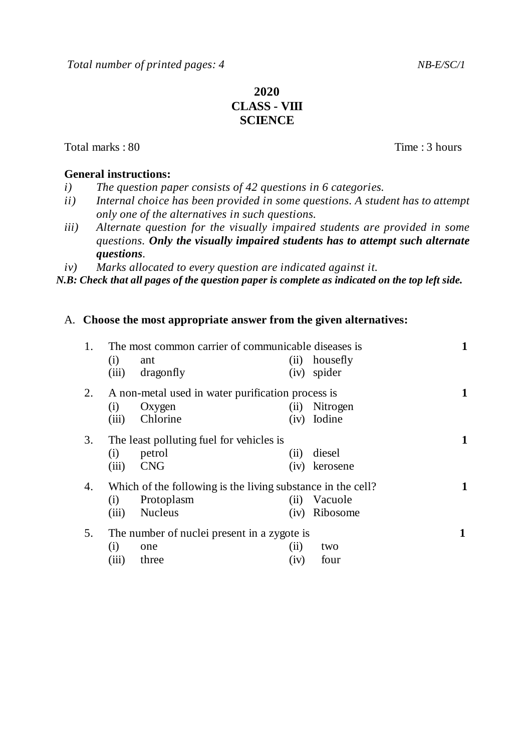*Total number of printed pages: 4* *NB-E/SC/1*

# 2020
# CLASS - VIII
# SCIENCE

Total marks : 80 Time : 3 hours

**General instructions:**

*i) The question paper consists of 42 questions in 6 categories.*

*ii) Internal choice has been provided in some questions. A student has to attempt only one of the alternatives in such questions.*

*iii) Alternate question for the visually impaired students are provided in some questions.* ***Only the visually impaired students has to attempt such alternate questions****.*

*iv) Marks allocated to every question are indicated against it.*

***N.B: Check that all pages of the question paper is complete as indicated on the top left side.***

A. **Choose the most appropriate answer from the given alternatives:**

1. The most common carrier of communicable diseases is **1**
   (i) ant (ii) housefly
   (iii) dragonfly (iv) spider

2. A non-metal used in water purification process is **1**
   (i) Oxygen (ii) Nitrogen
   (iii) Chlorine (iv) Iodine

3. The least polluting fuel for vehicles is **1**
   (i) petrol (ii) diesel
   (iii) CNG (iv) kerosene

4. Which of the following is the living substance in the cell? **1**
   (i) Protoplasm (ii) Vacuole
   (iii) Nucleus (iv) Ribosome

5. The number of nuclei present in a zygote is **1**
   (i) one (ii) two
   (iii) three (iv) four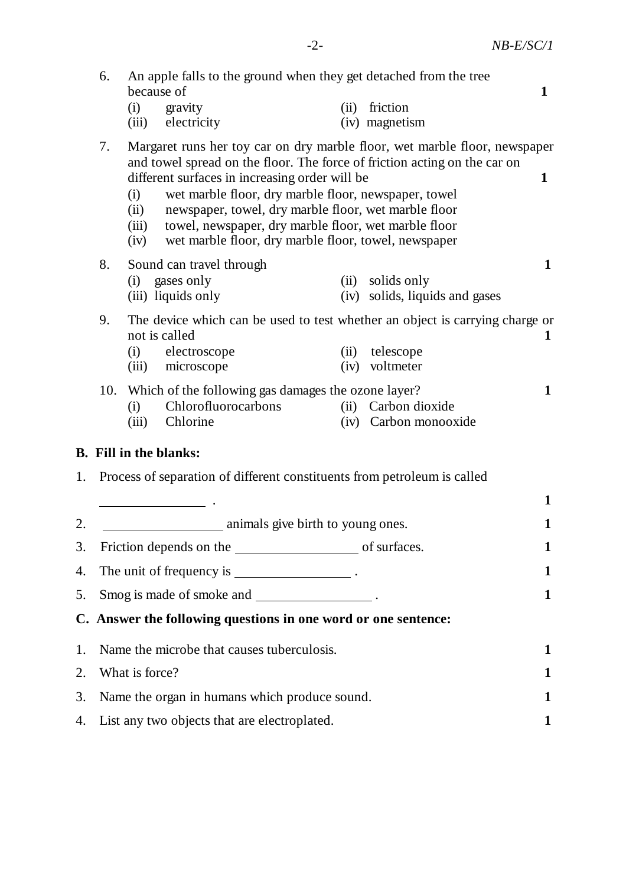6. An apple falls to the ground when they get detached from the tree because of **1**
   (i) gravity (ii) friction
   (iii) electricity (iv) magnetism

7. Margaret runs her toy car on dry marble floor, wet marble floor, newspaper and towel spread on the floor. The force of friction acting on the car on different surfaces in increasing order will be **1**
   (i) wet marble floor, dry marble floor, newspaper, towel
   (ii) newspaper, towel, dry marble floor, wet marble floor
   (iii) towel, newspaper, dry marble floor, wet marble floor
   (iv) wet marble floor, dry marble floor, towel, newspaper

8. Sound can travel through **1**
   (i) gases only (ii) solids only
   (iii) liquids only (iv) solids, liquids and gases

9. The device which can be used to test whether an object is carrying charge or not is called **1**
   (i) electroscope (ii) telescope
   (iii) microscope (iv) voltmeter

10. Which of the following gas damages the ozone layer? **1**
    (i) Chlorofluorocarbons (ii) Carbon dioxide
    (iii) Chlorine (iv) Carbon monooxide

## B. Fill in the blanks:

1. Process of separation of different constituents from petroleum is called ________________ . **1**
2. __________________ animals give birth to young ones. **1**
3. Friction depends on the __________________ of surfaces. **1**
4. The unit of frequency is _________________ . **1**
5. Smog is made of smoke and _________________ . **1**

## C. Answer the following questions in one word or one sentence:

1. Name the microbe that causes tuberculosis. **1**
2. What is force? **1**
3. Name the organ in humans which produce sound. **1**
4. List any two objects that are electroplated. **1**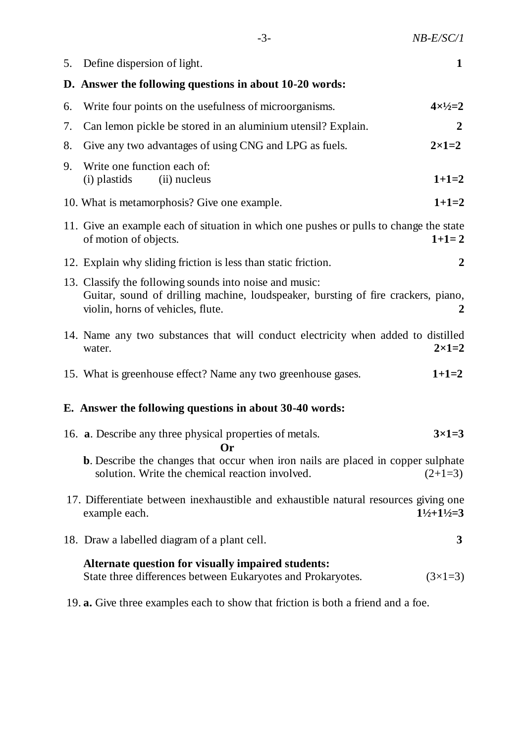5. Define dispersion of light. **1**

**D. Answer the following questions in about 10-20 words:**

6. Write four points on the usefulness of microorganisms. **4×½=2**

7. Can lemon pickle be stored in an aluminium utensil? Explain. **2**

8. Give any two advantages of using CNG and LPG as fuels. **2×1=2**

9. Write one function each of:
   (i) plastids (ii) nucleus **1+1=2**

10. What is metamorphosis? Give one example. **1+1=2**

11. Give an example each of situation in which one pushes or pulls to change the state of motion of objects. **1+1= 2**

12. Explain why sliding friction is less than static friction. **2**

13. Classify the following sounds into noise and music:
    Guitar, sound of drilling machine, loudspeaker, bursting of fire crackers, piano, violin, horns of vehicles, flute. **2**

14. Name any two substances that will conduct electricity when added to distilled water. **2×1=2**

15. What is greenhouse effect? Name any two greenhouse gases. **1+1=2**

**E. Answer the following questions in about 30-40 words:**

16. **a**. Describe any three physical properties of metals. **3×1=3**

    **Or**

    **b**. Describe the changes that occur when iron nails are placed in copper sulphate solution. Write the chemical reaction involved. (2+1=3)

17. Differentiate between inexhaustible and exhaustible natural resources giving one example each. **1½+1½=3**

18. Draw a labelled diagram of a plant cell. **3**

    **Alternate question for visually impaired students:**
    State three differences between Eukaryotes and Prokaryotes. (3×1=3)

19. **a.** Give three examples each to show that friction is both a friend and a foe.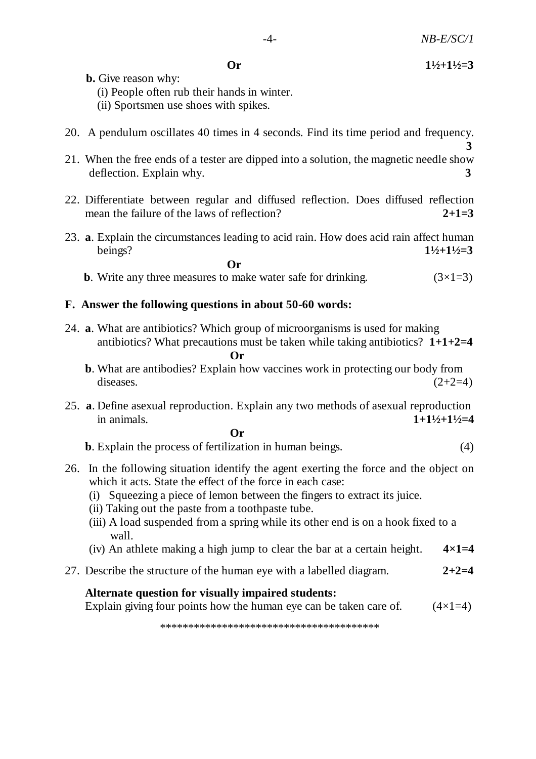**Or** **1½+1½=3**

**b.** Give reason why:

(i) People often rub their hands in winter.

(ii) Sportsmen use shoes with spikes.

20. A pendulum oscillates 40 times in 4 seconds. Find its time period and frequency. **3**

21. When the free ends of a tester are dipped into a solution, the magnetic needle show deflection. Explain why. **3**

22. Differentiate between regular and diffused reflection. Does diffused reflection mean the failure of the laws of reflection? **2+1=3**

23. **a**. Explain the circumstances leading to acid rain. How does acid rain affect human beings? **1½+1½=3**

**Or**

**b**. Write any three measures to make water safe for drinking. (3×1=3)

## F. Answer the following questions in about 50-60 words:

24. **a**. What are antibiotics? Which group of microorganisms is used for making antibiotics? What precautions must be taken while taking antibiotics? **1+1+2=4**

**Or**

**b**. What are antibodies? Explain how vaccines work in protecting our body from diseases. (2+2=4)

25. **a**. Define asexual reproduction. Explain any two methods of asexual reproduction in animals. **1+1½+1½=4**

**Or**

**b**. Explain the process of fertilization in human beings. (4)

26. In the following situation identify the agent exerting the force and the object on which it acts. State the effect of the force in each case:

(i) Squeezing a piece of lemon between the fingers to extract its juice.

(ii) Taking out the paste from a toothpaste tube.

(iii) A load suspended from a spring while its other end is on a hook fixed to a wall.

(iv) An athlete making a high jump to clear the bar at a certain height. **4×1=4**

27. Describe the structure of the human eye with a labelled diagram. **2+2=4**

**Alternate question for visually impaired students:**

Explain giving four points how the human eye can be taken care of. (4×1=4)

****************************************